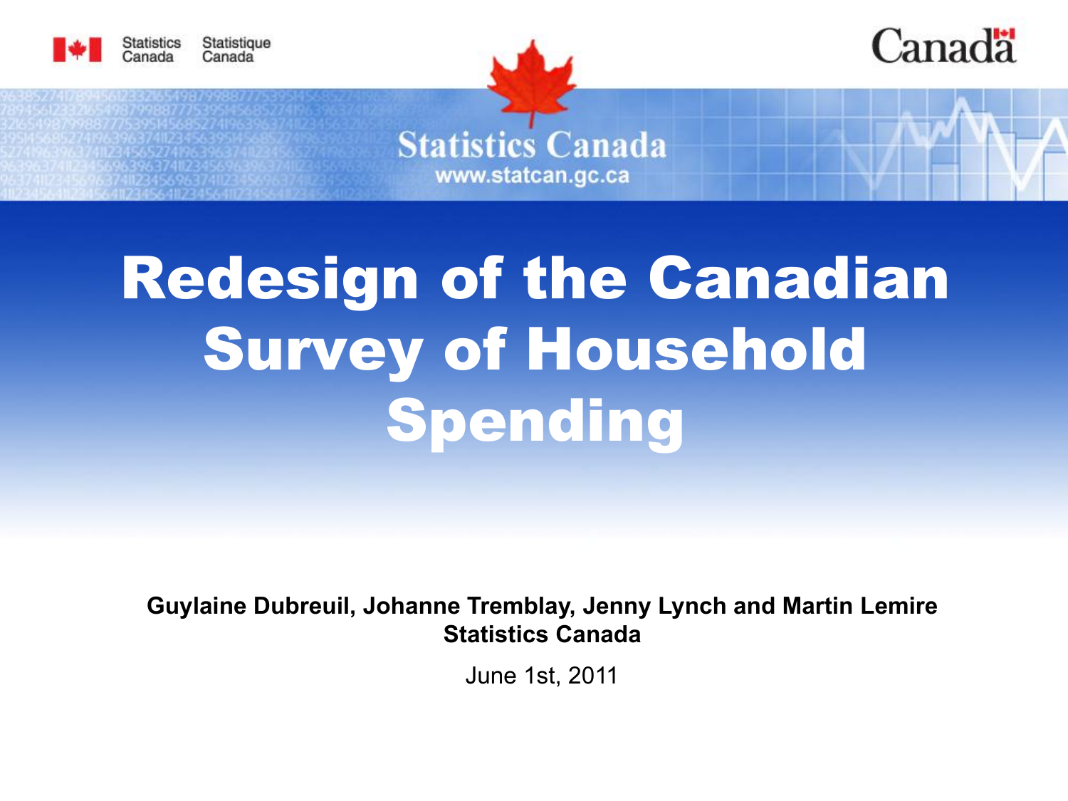Statistics Canada Statistique Canada

Canada

Statistics Canada
www.statcan.gc.ca

# Redesign of the Canadian Survey of Household Spending

**Guylaine Dubreuil, Johanne Tremblay, Jenny Lynch and Martin Lemire**
**Statistics Canada**

June 1st, 2011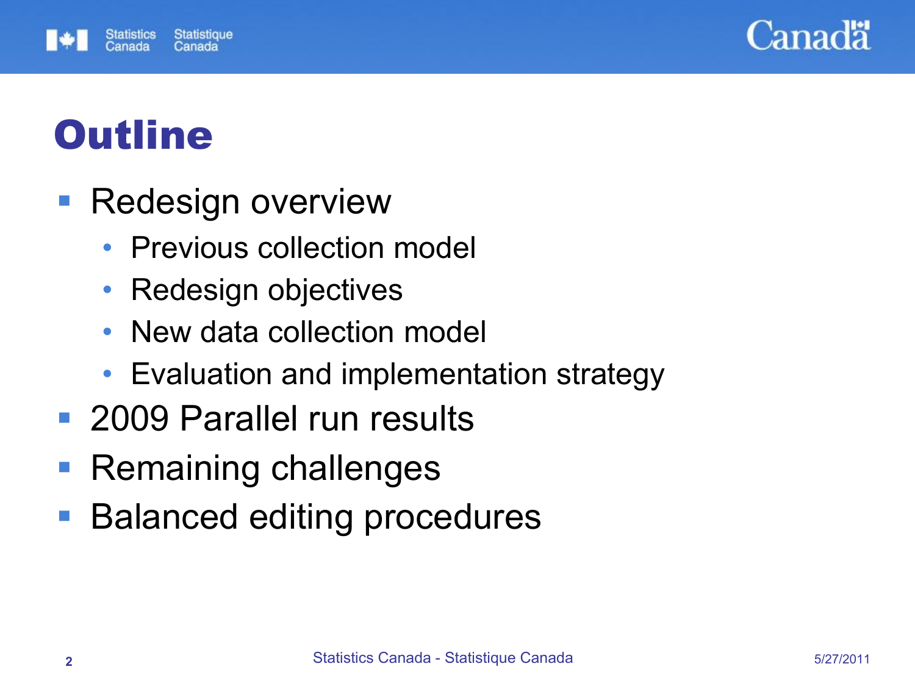# Outline

- Redesign overview
  - Previous collection model
  - Redesign objectives
  - New data collection model
  - Evaluation and implementation strategy
- 2009 Parallel run results
- Remaining challenges
- Balanced editing procedures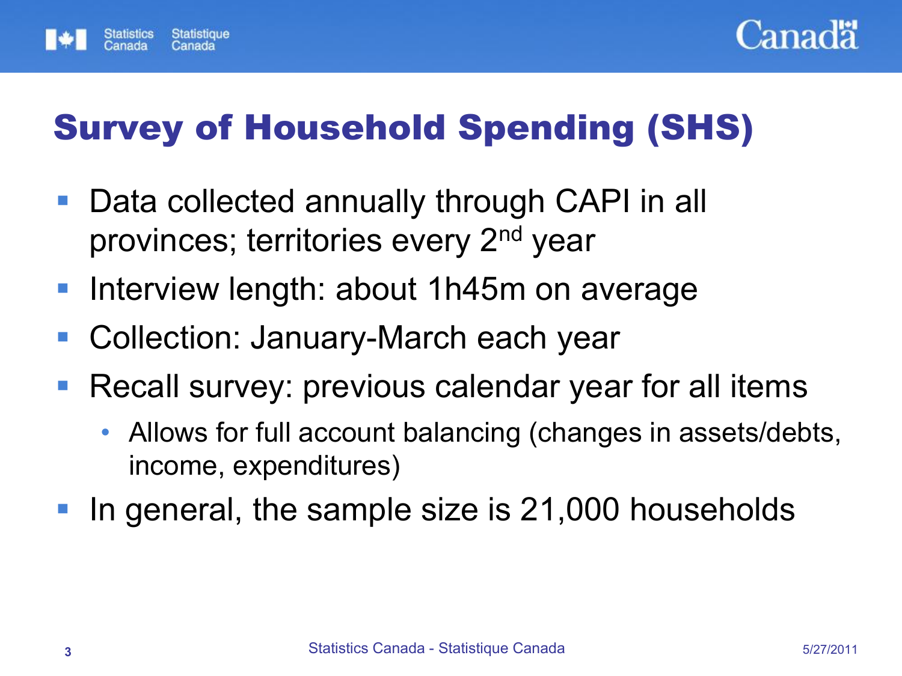# Survey of Household Spending (SHS)

- Data collected annually through CAPI in all provinces; territories every 2nd year
- Interview length: about 1h45m on average
- Collection: January-March each year
- Recall survey: previous calendar year for all items
  - Allows for full account balancing (changes in assets/debts, income, expenditures)
- In general, the sample size is 21,000 households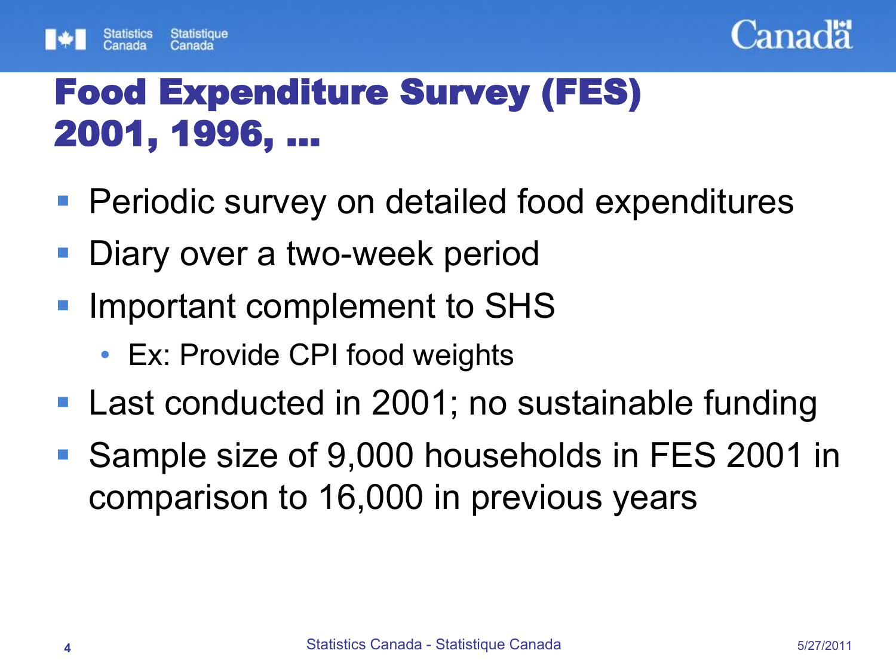# Food Expenditure Survey (FES) 2001, 1996, …

- Periodic survey on detailed food expenditures
- Diary over a two-week period
- Important complement to SHS
  - Ex: Provide CPI food weights
- Last conducted in 2001; no sustainable funding
- Sample size of 9,000 households in FES 2001 in comparison to 16,000 in previous years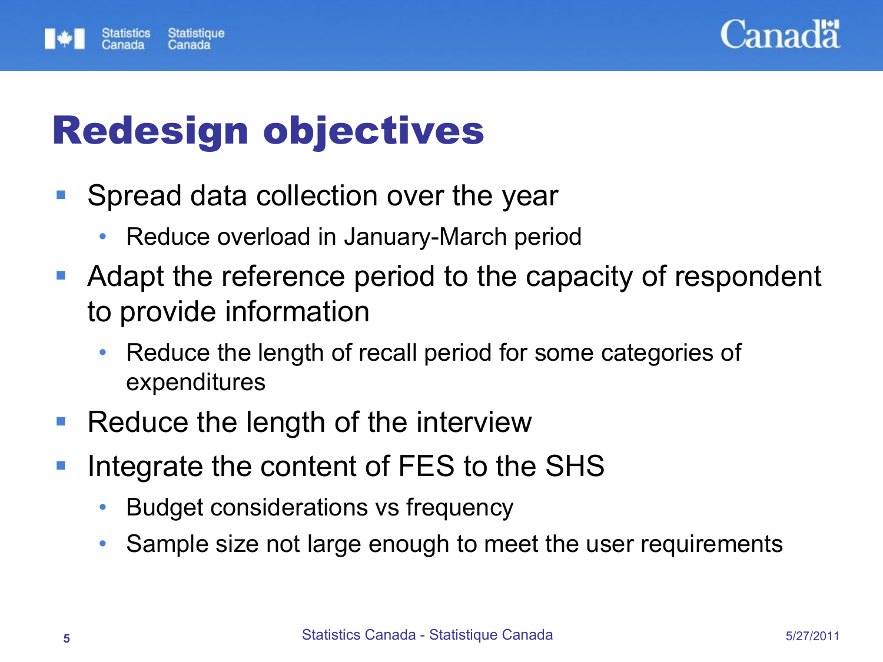# Redesign objectives

- Spread data collection over the year
  - Reduce overload in January-March period
- Adapt the reference period to the capacity of respondent to provide information
  - Reduce the length of recall period for some categories of expenditures
- Reduce the length of the interview
- Integrate the content of FES to the SHS
  - Budget considerations vs frequency
  - Sample size not large enough to meet the user requirements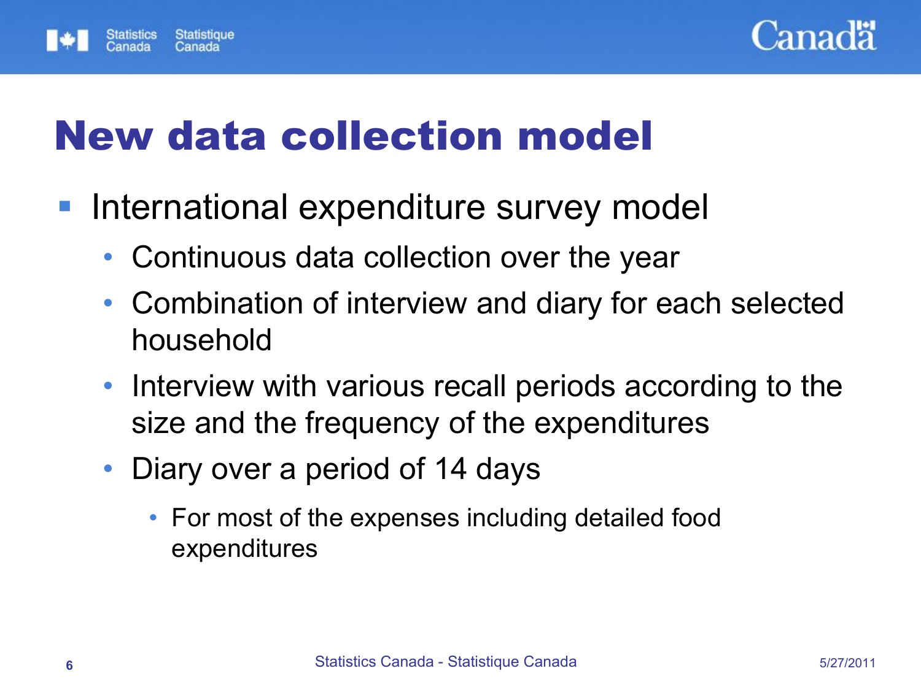# New data collection model

- International expenditure survey model
  - Continuous data collection over the year
  - Combination of interview and diary for each selected household
  - Interview with various recall periods according to the size and the frequency of the expenditures
  - Diary over a period of 14 days
    - For most of the expenses including detailed food expenditures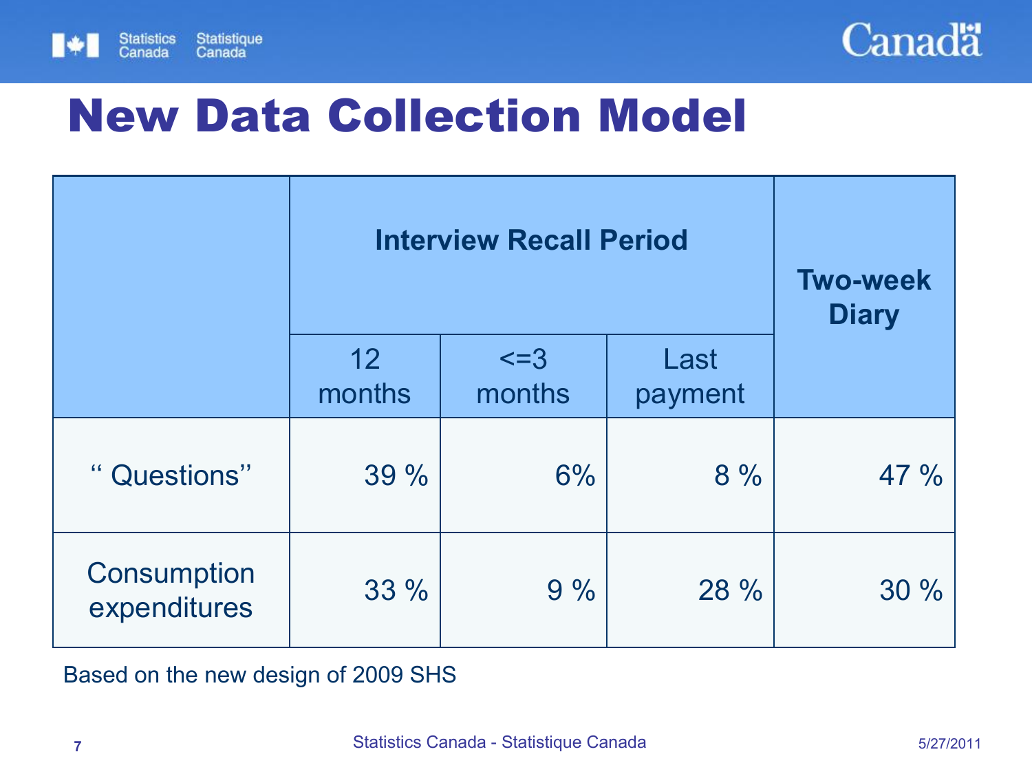# New Data Collection Model

| | Interview Recall Period | | | Two-week Diary |
|---|---|---|---|---|
| | 12 months | <=3 months | Last payment | |
| " Questions" | 39 % | 6% | 8 % | 47 % |
| Consumption expenditures | 33 % | 9 % | 28 % | 30 % |

Based on the new design of 2009 SHS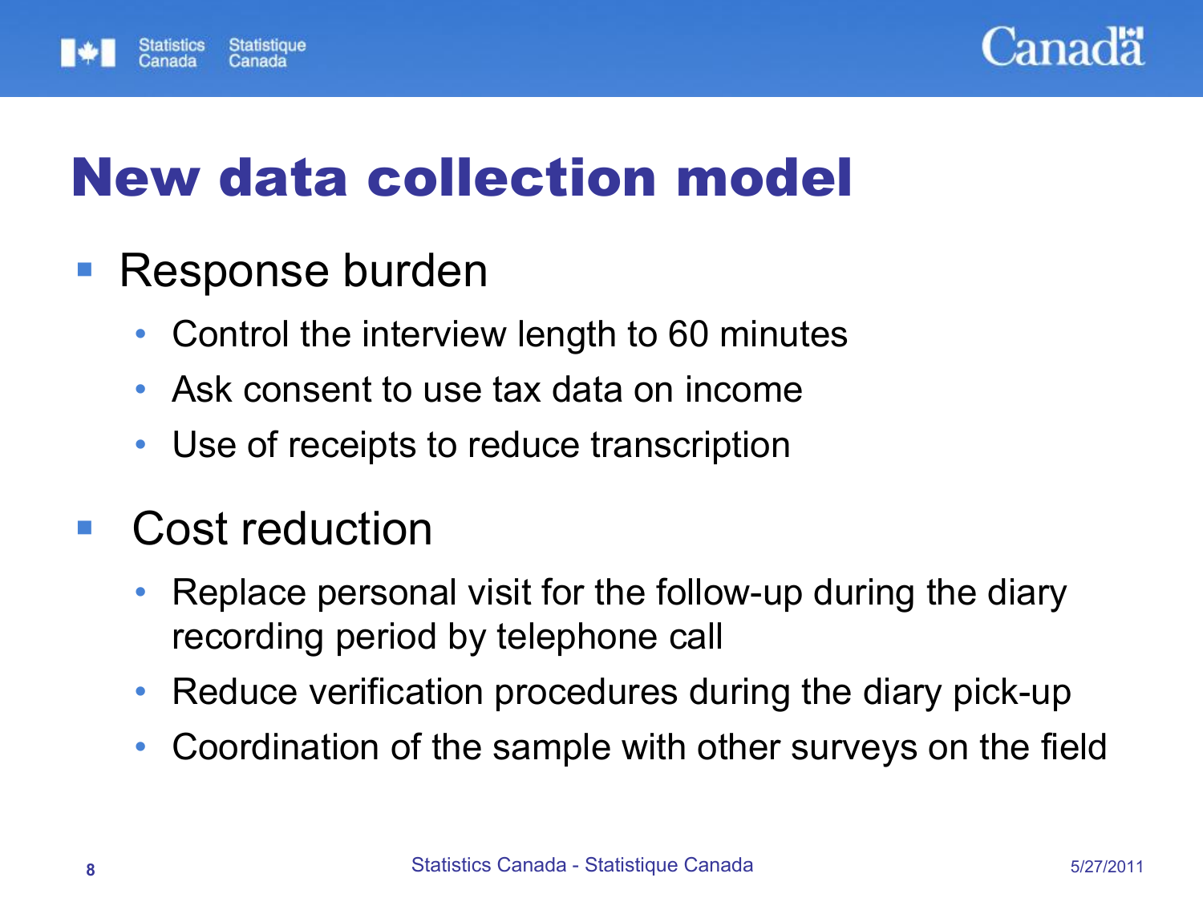# New data collection model

- Response burden
  - Control the interview length to 60 minutes
  - Ask consent to use tax data on income
  - Use of receipts to reduce transcription
- Cost reduction
  - Replace personal visit for the follow-up during the diary recording period by telephone call
  - Reduce verification procedures during the diary pick-up
  - Coordination of the sample with other surveys on the field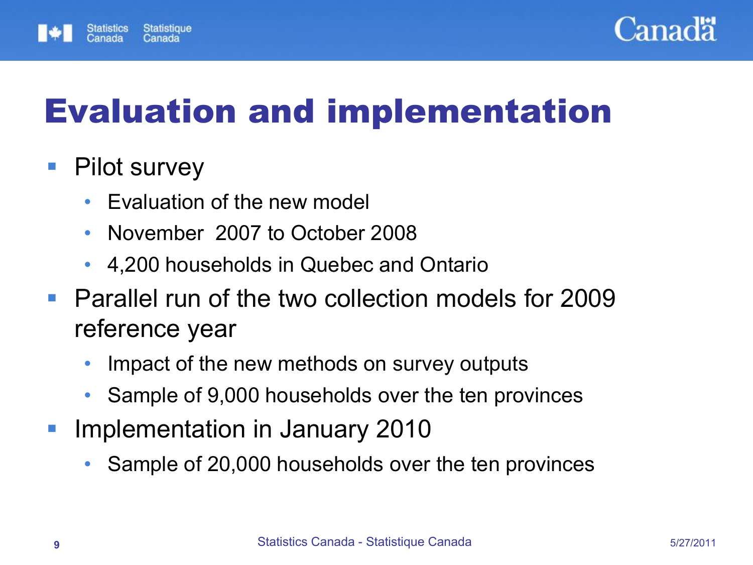# Evaluation and implementation

- Pilot survey
  - Evaluation of the new model
  - November 2007 to October 2008
  - 4,200 households in Quebec and Ontario
- Parallel run of the two collection models for 2009 reference year
  - Impact of the new methods on survey outputs
  - Sample of 9,000 households over the ten provinces
- Implementation in January 2010
  - Sample of 20,000 households over the ten provinces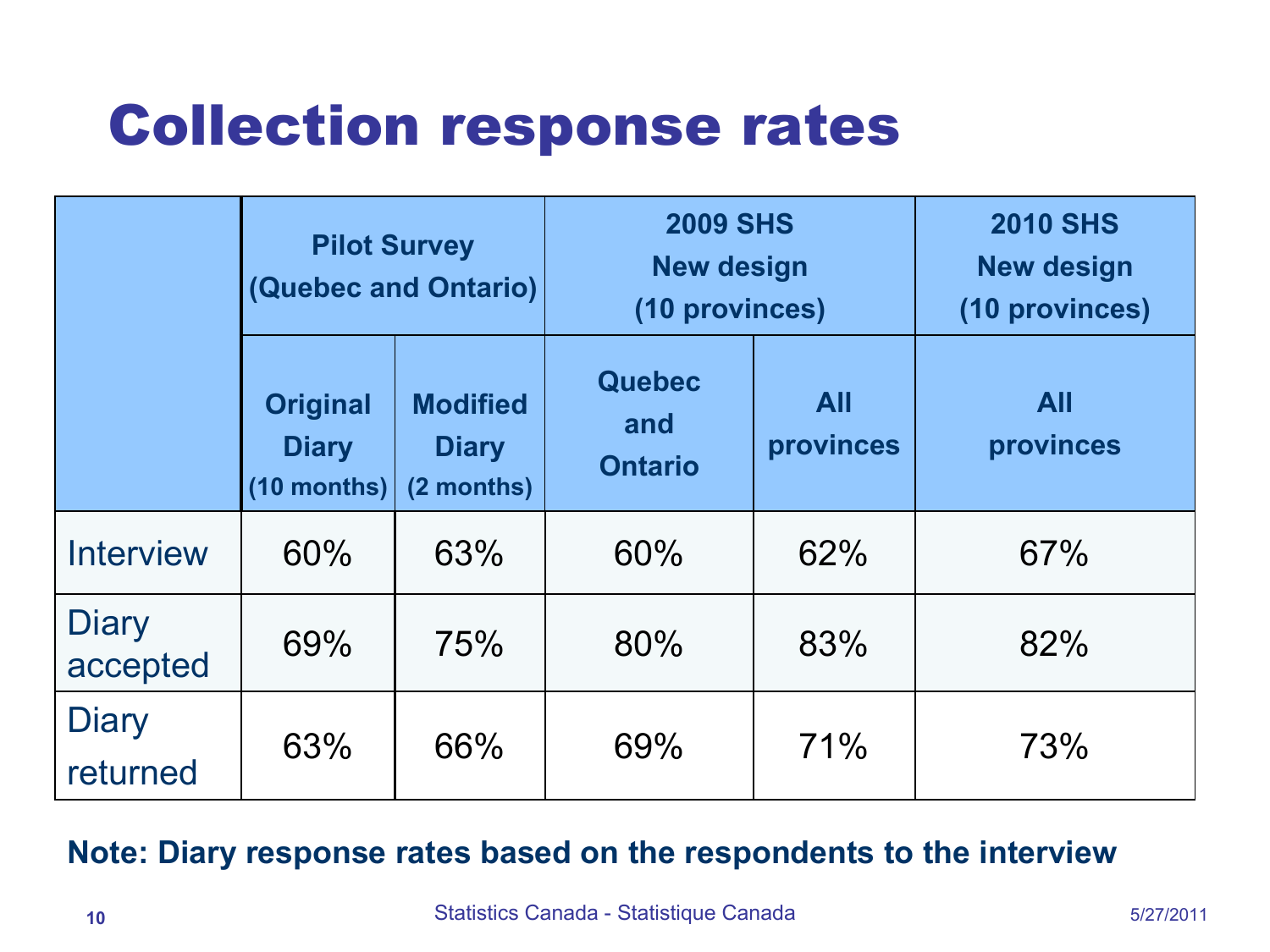# Collection response rates

| | Pilot Survey (Quebec and Ontario) | | 2009 SHS New design (10 provinces) | | 2010 SHS New design (10 provinces) |
|---|---|---|---|---|---|
| | Original Diary (10 months) | Modified Diary (2 months) | Quebec and Ontario | All provinces | All provinces |
| Interview | 60% | 63% | 60% | 62% | 67% |
| Diary accepted | 69% | 75% | 80% | 83% | 82% |
| Diary returned | 63% | 66% | 69% | 71% | 73% |

**Note: Diary response rates based on the respondents to the interview**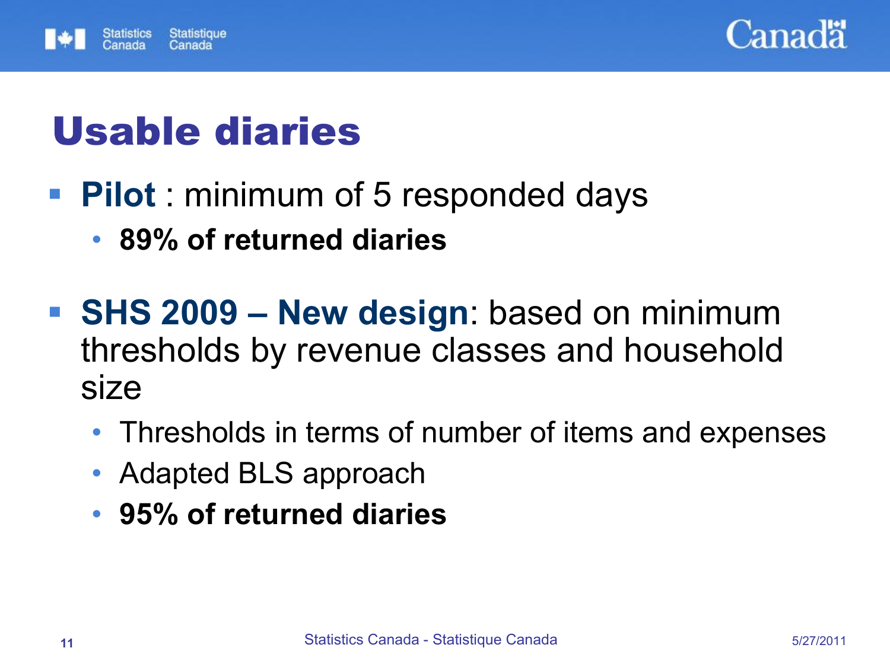# Usable diaries

- **Pilot** : minimum of 5 responded days
  - **89% of returned diaries**

- **SHS 2009 – New design**: based on minimum thresholds by revenue classes and household size
  - Thresholds in terms of number of items and expenses
  - Adapted BLS approach
  - **95% of returned diaries**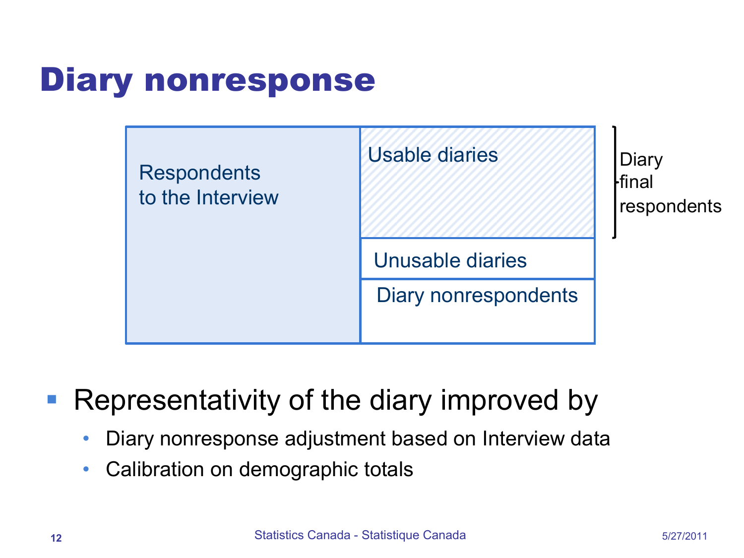# Diary nonresponse

| Respondents to the Interview | Usable diaries | Diary final respondents |
|---|---|---|
| | Unusable diaries | |
| | Diary nonrespondents | |

- Representativity of the diary improved by
  - Diary nonresponse adjustment based on Interview data
  - Calibration on demographic totals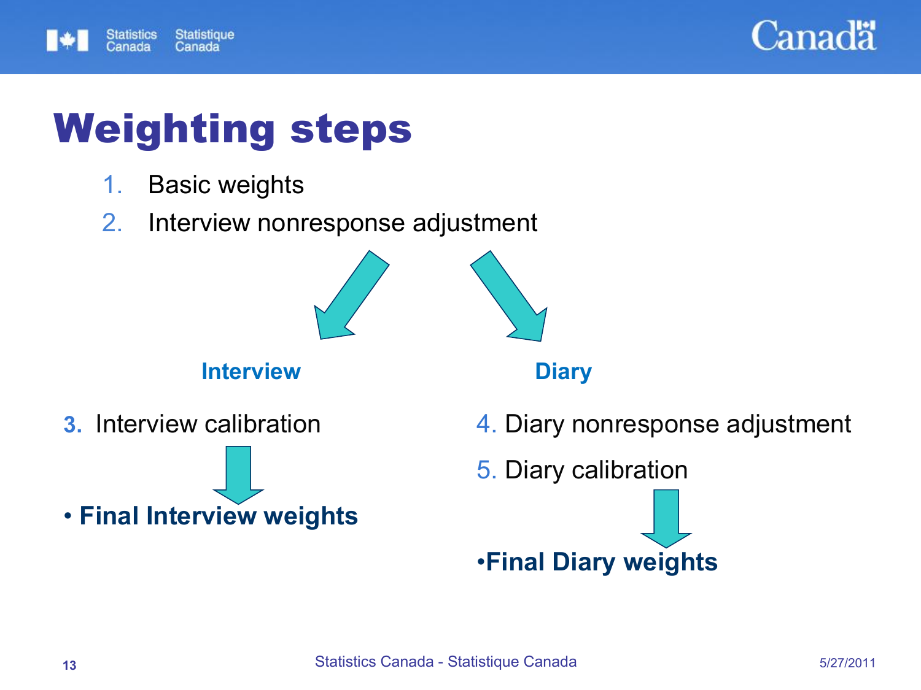# Weighting steps

1. Basic weights
2. Interview nonresponse adjustment

**Interview**

3. Interview calibration

- **Final Interview weights**

**Diary**

4. Diary nonresponse adjustment
5. Diary calibration

- **Final Diary weights**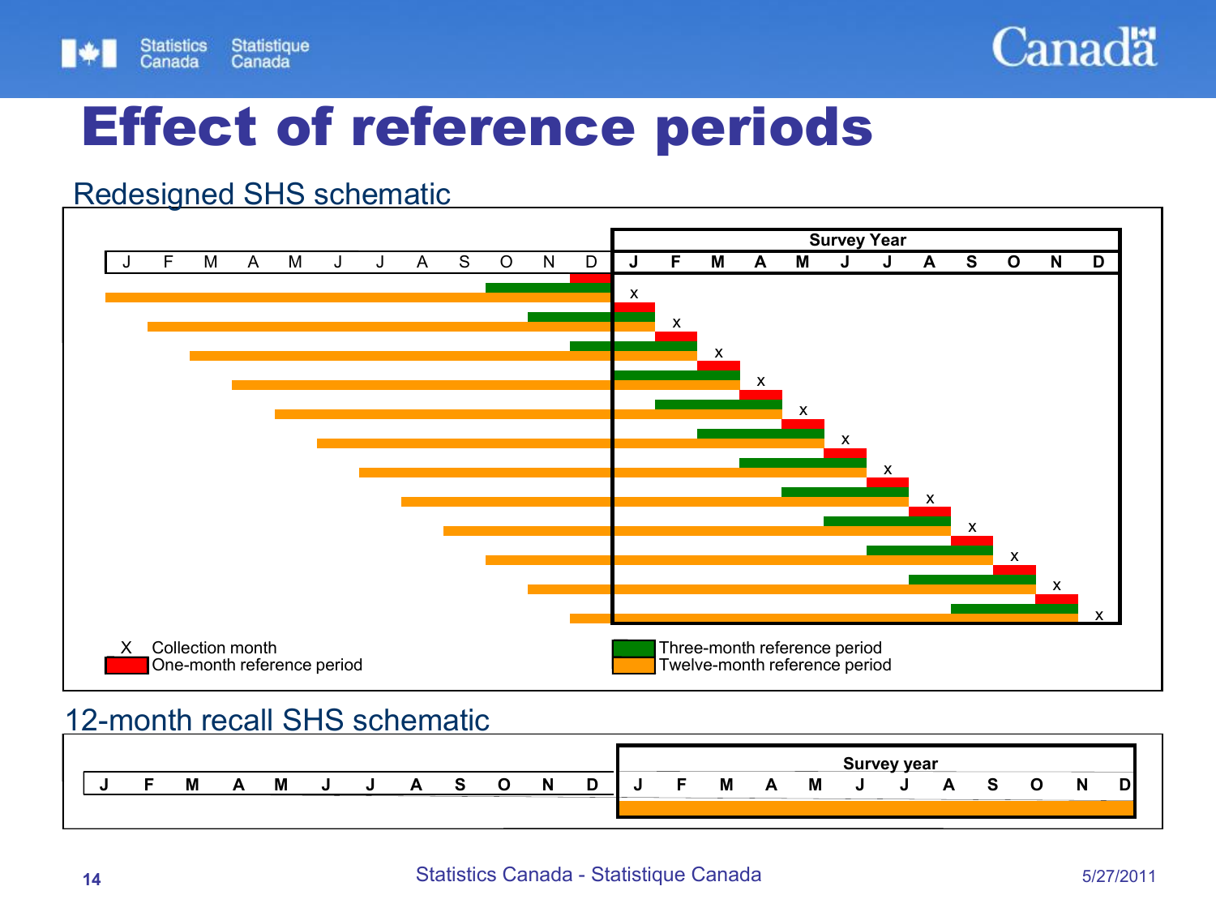# Effect of reference periods

## Redesigned SHS schematic

| J | F | M | A | M | J | J | A | S | O | N | D | **Survey Year** J | F | M | A | M | J | J | A | S | O | N | D |
|---|---|---|---|---|---|---|---|---|---|---|---|---|---|---|---|---|---|---|---|---|---|---|---|

X Collection month

One-month reference period

Three-month reference period

Twelve-month reference period

## 12-month recall SHS schematic

| J | F | M | A | M | J | J | A | S | O | N | D | **Survey year** J | F | M | A | M | J | J | A | S | O | N | D |
|---|---|---|---|---|---|---|---|---|---|---|---|---|---|---|---|---|---|---|---|---|---|---|---|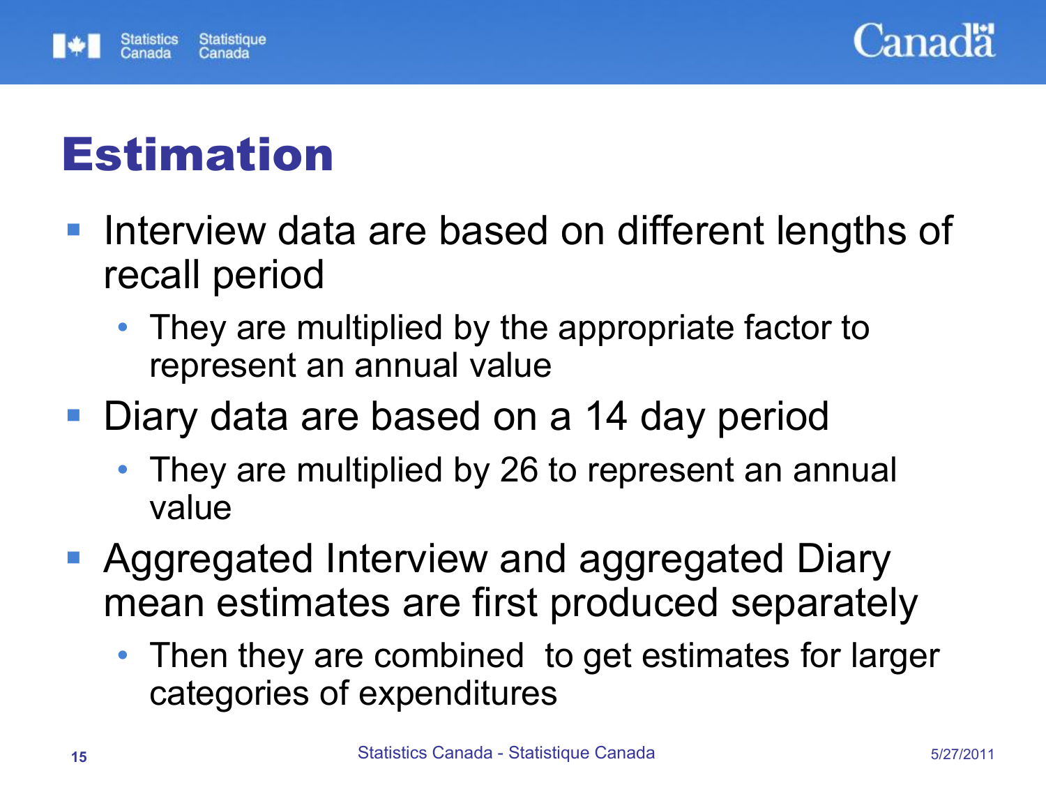# Estimation

- Interview data are based on different lengths of recall period
  - They are multiplied by the appropriate factor to represent an annual value
- Diary data are based on a 14 day period
  - They are multiplied by 26 to represent an annual value
- Aggregated Interview and aggregated Diary mean estimates are first produced separately
  - Then they are combined to get estimates for larger categories of expenditures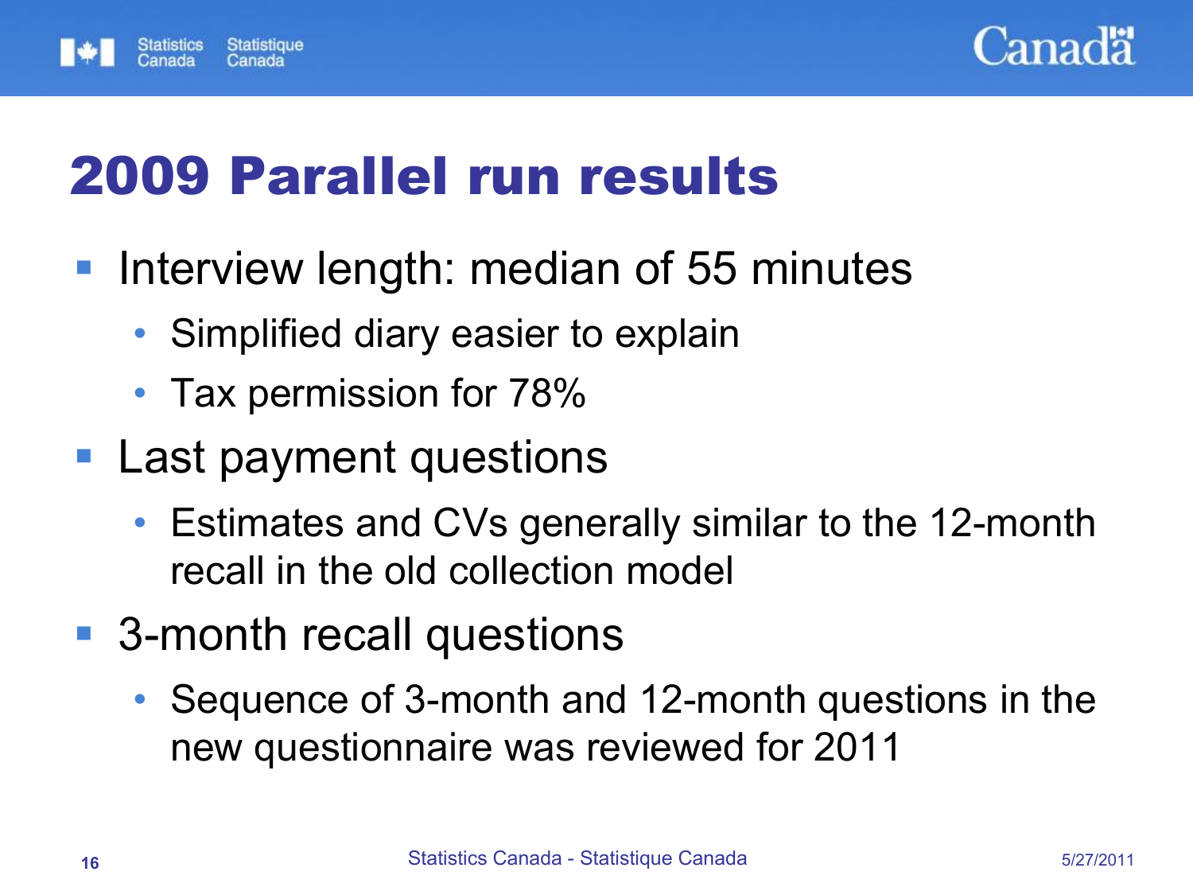# 2009 Parallel run results

- Interview length: median of 55 minutes
  - Simplified diary easier to explain
  - Tax permission for 78%
- Last payment questions
  - Estimates and CVs generally similar to the 12-month recall in the old collection model
- 3-month recall questions
  - Sequence of 3-month and 12-month questions in the new questionnaire was reviewed for 2011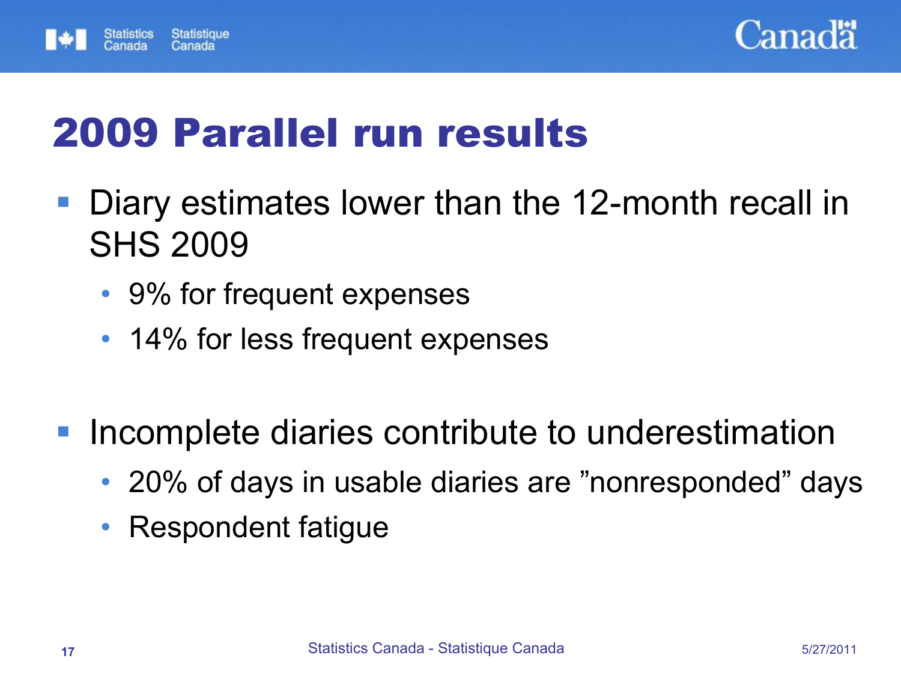# 2009 Parallel run results

- Diary estimates lower than the 12-month recall in SHS 2009
  - 9% for frequent expenses
  - 14% for less frequent expenses

- Incomplete diaries contribute to underestimation
  - 20% of days in usable diaries are ”nonresponded” days
  - Respondent fatigue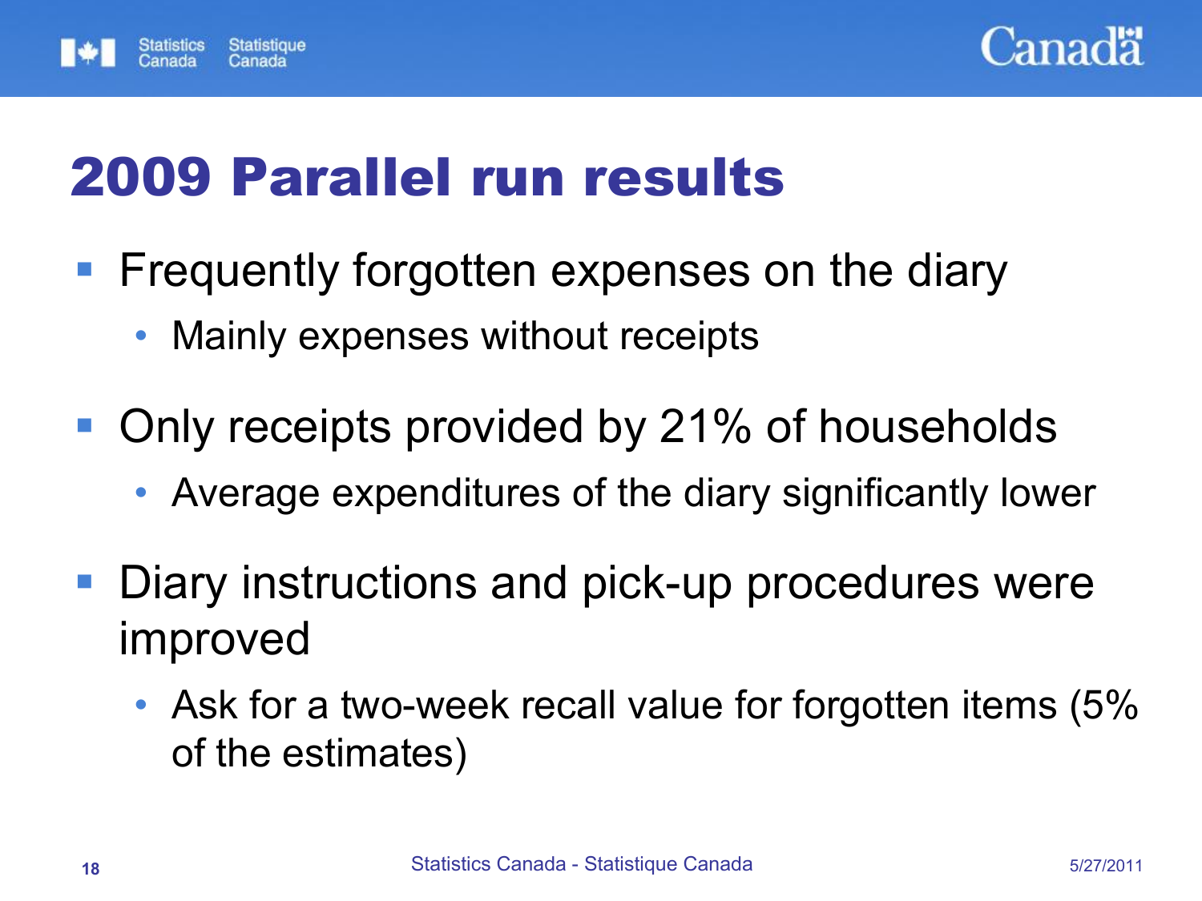# 2009 Parallel run results

- Frequently forgotten expenses on the diary
  - Mainly expenses without receipts
- Only receipts provided by 21% of households
  - Average expenditures of the diary significantly lower
- Diary instructions and pick-up procedures were improved
  - Ask for a two-week recall value for forgotten items (5% of the estimates)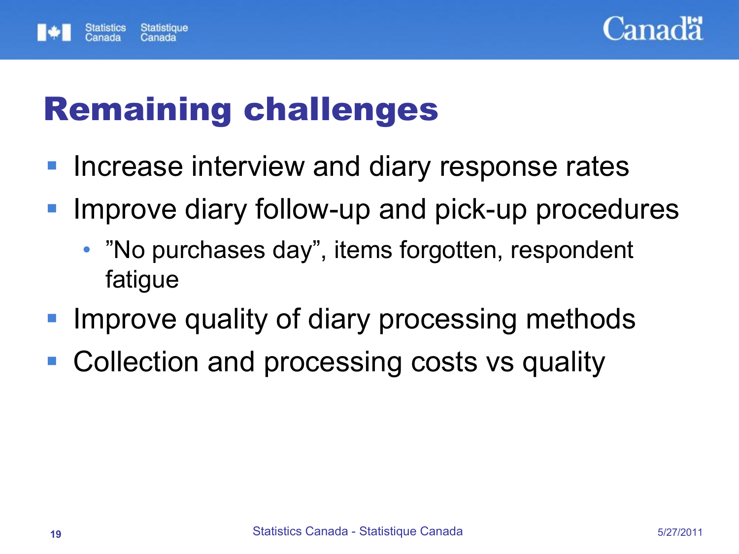# Remaining challenges

- Increase interview and diary response rates
- Improve diary follow-up and pick-up procedures
  - ”No purchases day”, items forgotten, respondent fatigue
- Improve quality of diary processing methods
- Collection and processing costs vs quality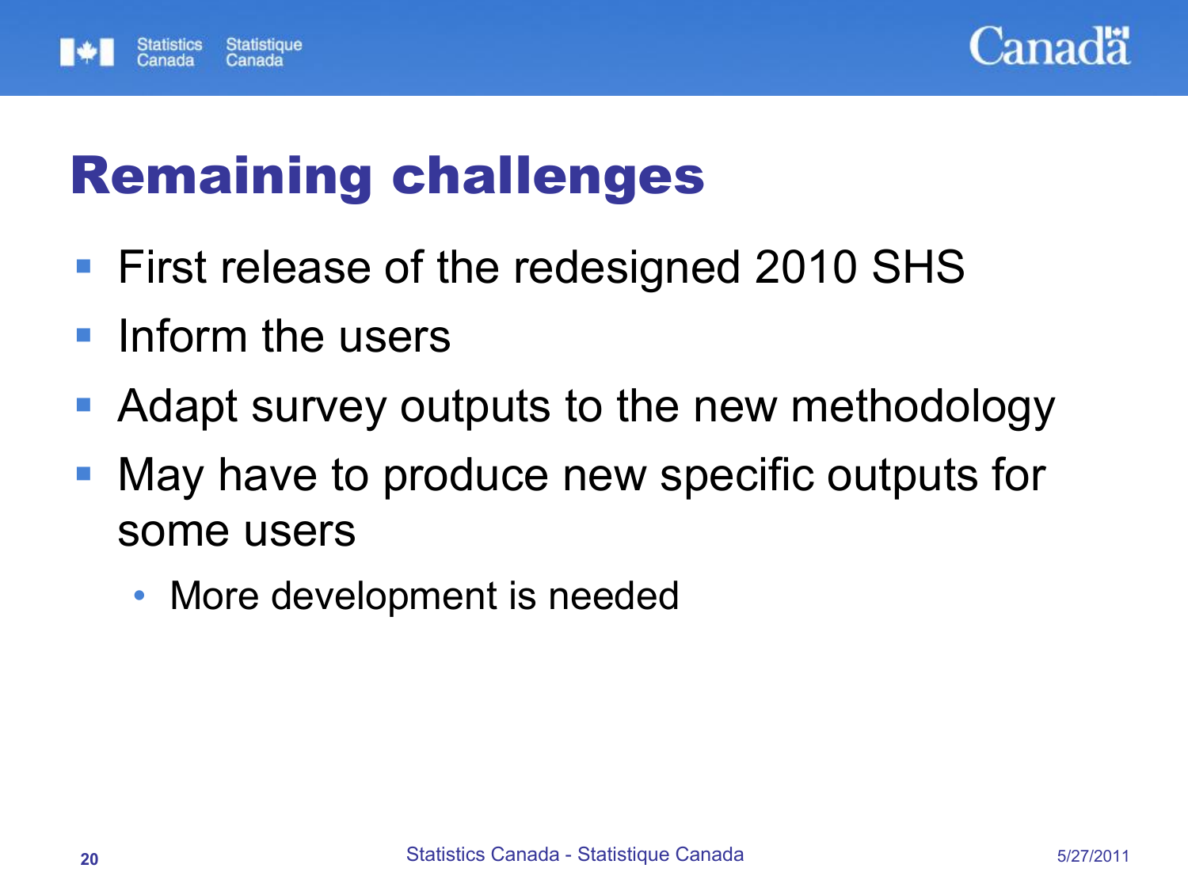# Remaining challenges

- First release of the redesigned 2010 SHS
- Inform the users
- Adapt survey outputs to the new methodology
- May have to produce new specific outputs for some users
  - More development is needed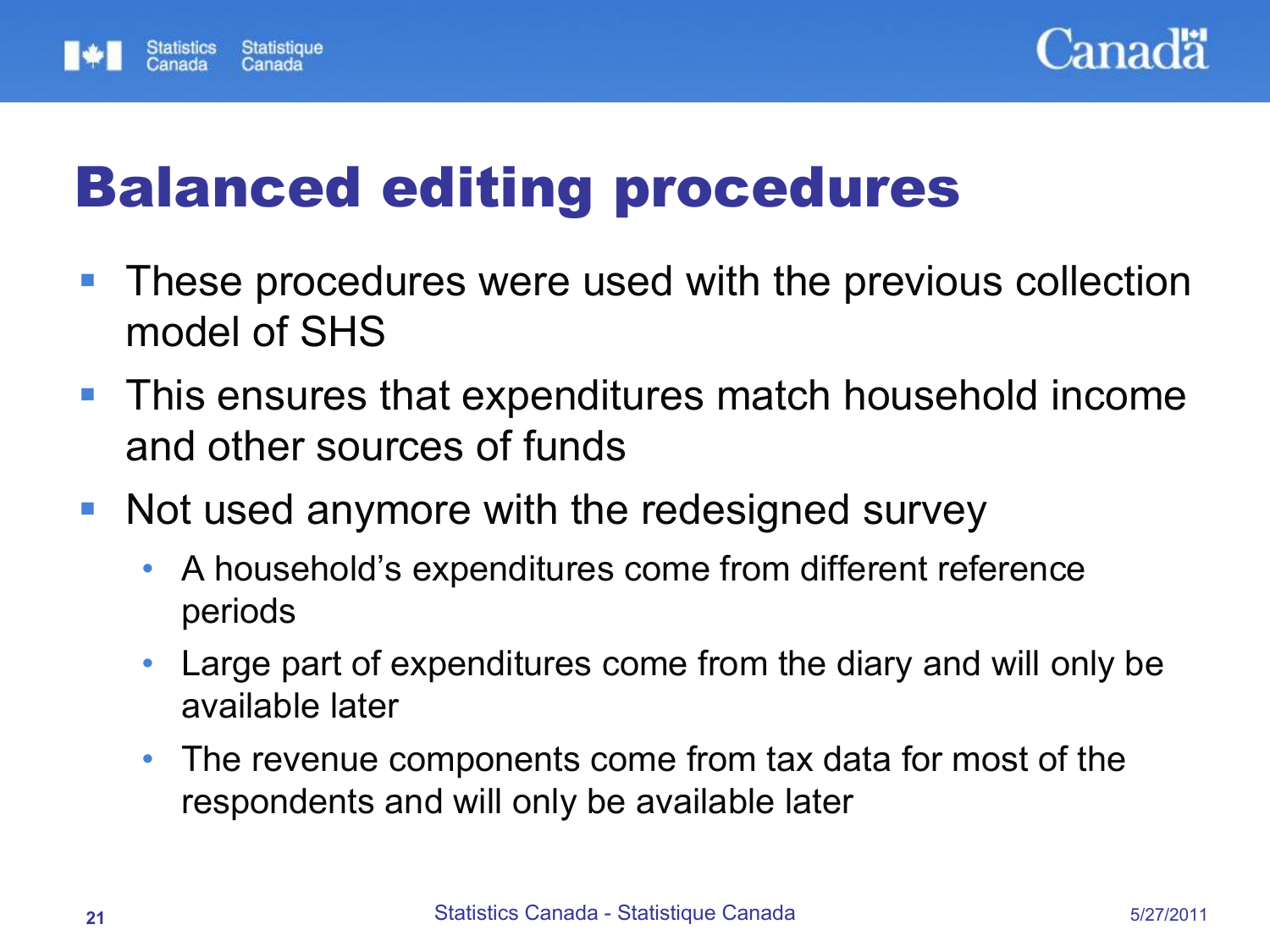# Balanced editing procedures

- These procedures were used with the previous collection model of SHS
- This ensures that expenditures match household income and other sources of funds
- Not used anymore with the redesigned survey
  - A household's expenditures come from different reference periods
  - Large part of expenditures come from the diary and will only be available later
  - The revenue components come from tax data for most of the respondents and will only be available later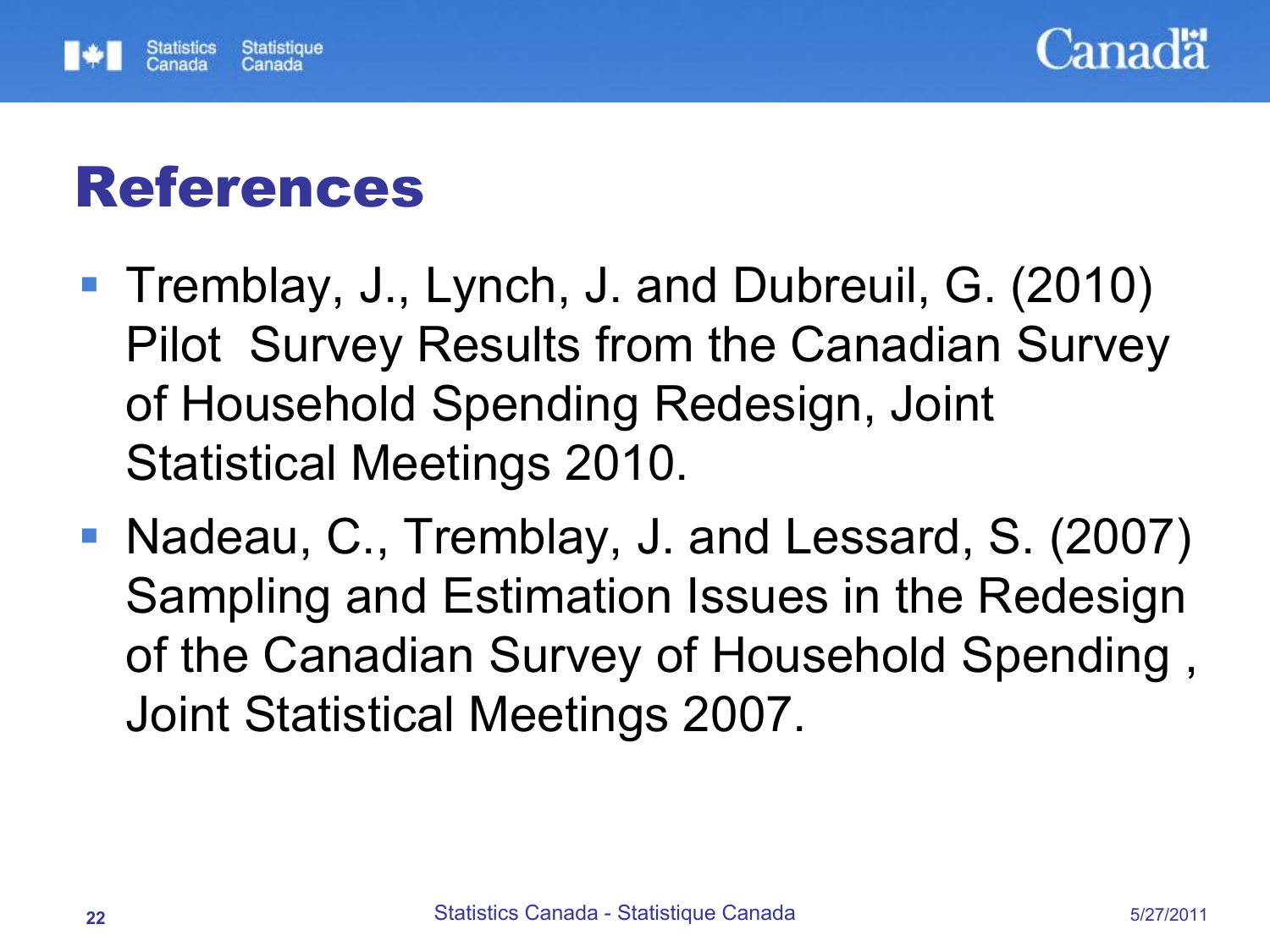# References

- Tremblay, J., Lynch, J. and Dubreuil, G. (2010) Pilot Survey Results from the Canadian Survey of Household Spending Redesign, Joint Statistical Meetings 2010.
- Nadeau, C., Tremblay, J. and Lessard, S. (2007) Sampling and Estimation Issues in the Redesign of the Canadian Survey of Household Spending , Joint Statistical Meetings 2007.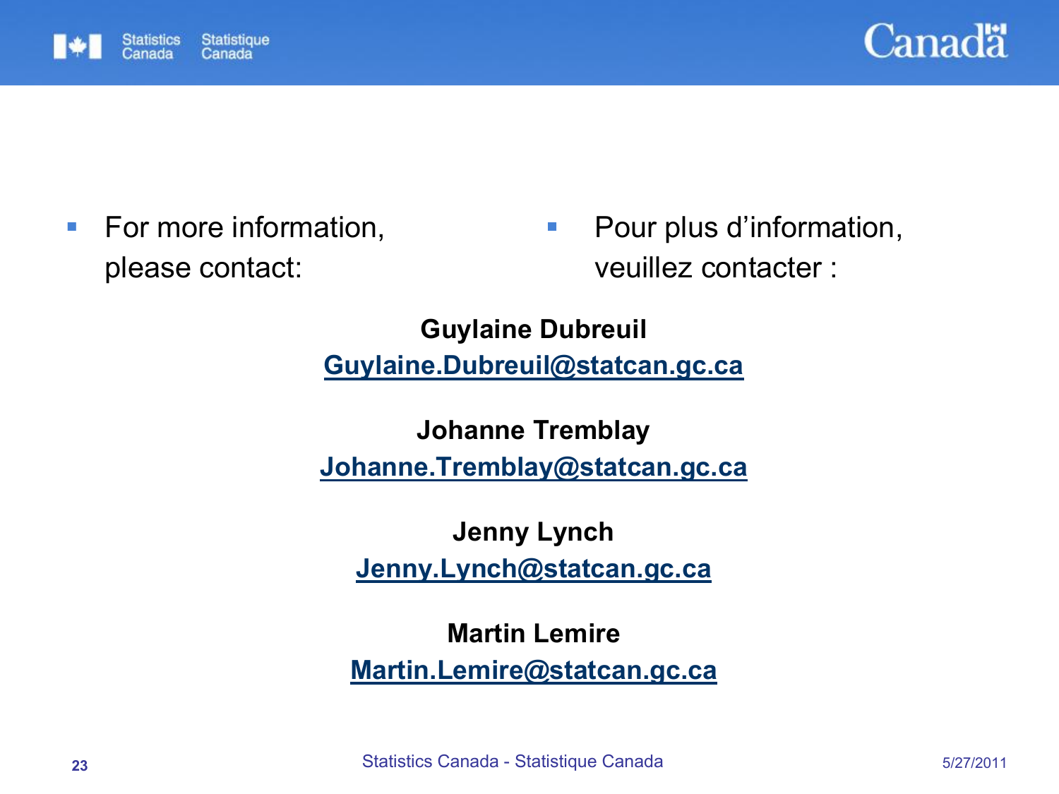- For more information, please contact:

- Pour plus d'information, veuillez contacter :

**Guylaine Dubreuil**
Guylaine.Dubreuil@statcan.gc.ca

**Johanne Tremblay**
Johanne.Tremblay@statcan.gc.ca

**Jenny Lynch**
Jenny.Lynch@statcan.gc.ca

**Martin Lemire**
Martin.Lemire@statcan.gc.ca